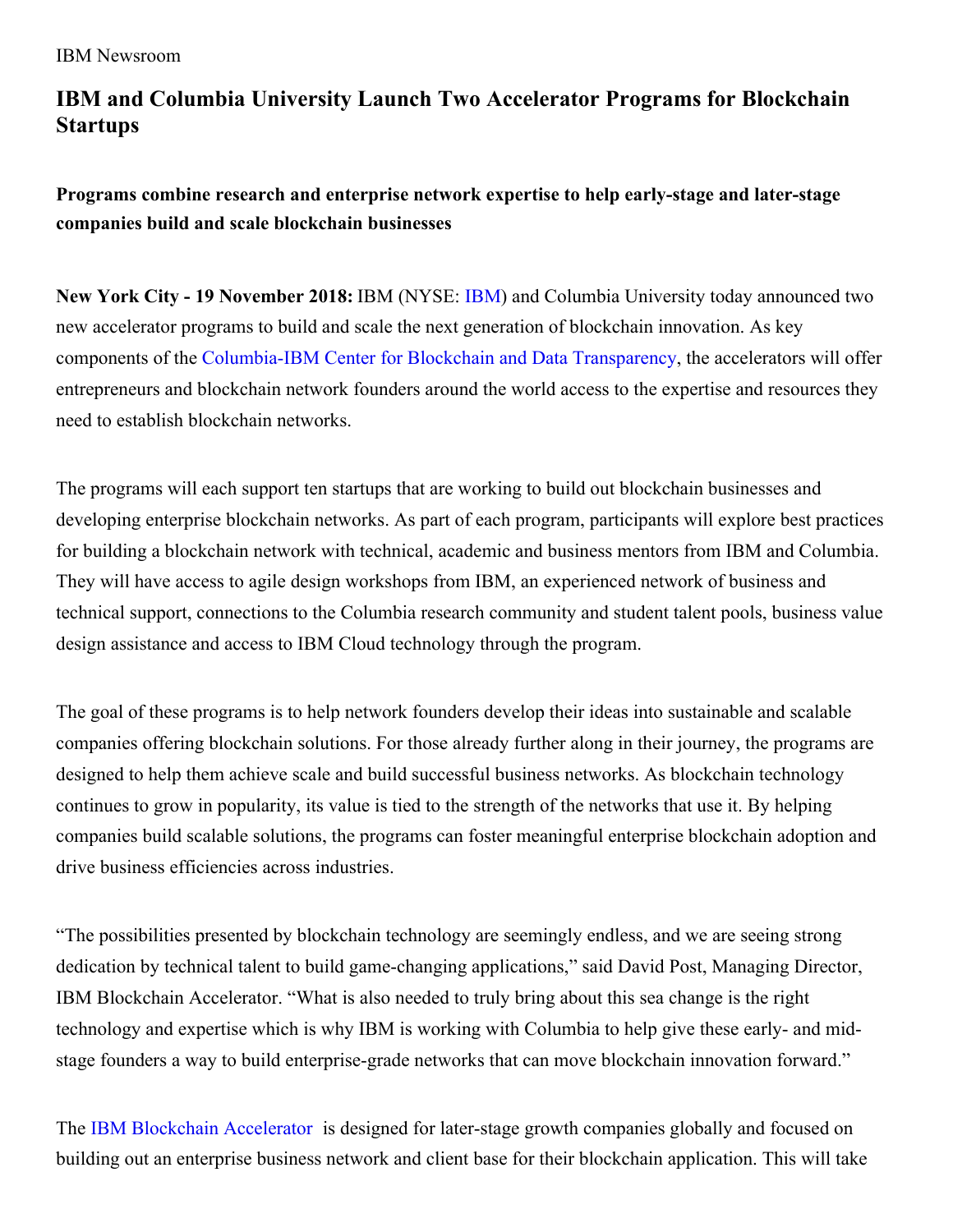IBM Newsroom

# IBM and Columbia University Launch Two Accelerator Programs for Blockchain Startups

**Programs combine research and enterprise network expertise to help early-stage and later-stage companies build and scale blockchain businesses**

**New York City - 19 November 2018:** IBM (NYSE: IBM) and Columbia University today announced two new accelerator programs to build and scale the next generation of blockchain innovation. As key components of the Columbia-IBM Center for Blockchain and Data Transparency, the accelerators will offer entrepreneurs and blockchain network founders around the world access to the expertise and resources they need to establish blockchain networks.

The programs will each support ten startups that are working to build out blockchain businesses and developing enterprise blockchain networks. As part of each program, participants will explore best practices for building a blockchain network with technical, academic and business mentors from IBM and Columbia. They will have access to agile design workshops from IBM, an experienced network of business and technical support, connections to the Columbia research community and student talent pools, business value design assistance and access to IBM Cloud technology through the program.

The goal of these programs is to help network founders develop their ideas into sustainable and scalable companies offering blockchain solutions. For those already further along in their journey, the programs are designed to help them achieve scale and build successful business networks. As blockchain technology continues to grow in popularity, its value is tied to the strength of the networks that use it. By helping companies build scalable solutions, the programs can foster meaningful enterprise blockchain adoption and drive business efficiencies across industries.

"The possibilities presented by blockchain technology are seemingly endless, and we are seeing strong dedication by technical talent to build game-changing applications," said David Post, Managing Director, IBM Blockchain Accelerator. "What is also needed to truly bring about this sea change is the right technology and expertise which is why IBM is working with Columbia to help give these early- and mid-stage founders a way to build enterprise-grade networks that can move blockchain innovation forward."

The IBM Blockchain Accelerator is designed for later-stage growth companies globally and focused on building out an enterprise business network and client base for their blockchain application. This will take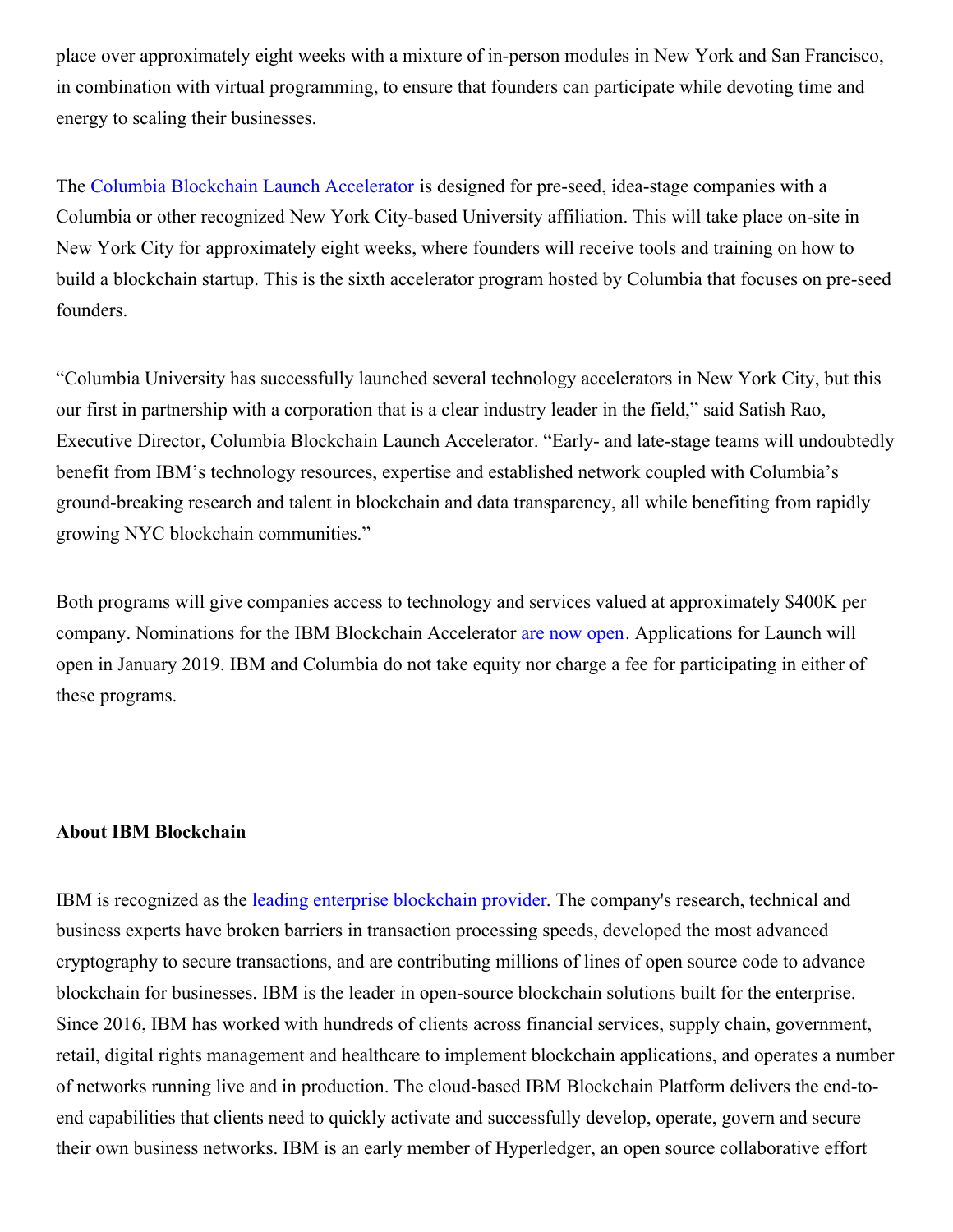place over approximately eight weeks with a mixture of in-person modules in New York and San Francisco, in combination with virtual programming, to ensure that founders can participate while devoting time and energy to scaling their businesses.

The Columbia Blockchain Launch Accelerator is designed for pre-seed, idea-stage companies with a Columbia or other recognized New York City-based University affiliation. This will take place on-site in New York City for approximately eight weeks, where founders will receive tools and training on how to build a blockchain startup. This is the sixth accelerator program hosted by Columbia that focuses on pre-seed founders.

“Columbia University has successfully launched several technology accelerators in New York City, but this our first in partnership with a corporation that is a clear industry leader in the field,” said Satish Rao, Executive Director, Columbia Blockchain Launch Accelerator. “Early- and late-stage teams will undoubtedly benefit from IBM’s technology resources, expertise and established network coupled with Columbia’s ground-breaking research and talent in blockchain and data transparency, all while benefiting from rapidly growing NYC blockchain communities.”

Both programs will give companies access to technology and services valued at approximately $400K per company. Nominations for the IBM Blockchain Accelerator are now open. Applications for Launch will open in January 2019. IBM and Columbia do not take equity nor charge a fee for participating in either of these programs.

**About IBM Blockchain**

IBM is recognized as the leading enterprise blockchain provider. The company's research, technical and business experts have broken barriers in transaction processing speeds, developed the most advanced cryptography to secure transactions, and are contributing millions of lines of open source code to advance blockchain for businesses. IBM is the leader in open-source blockchain solutions built for the enterprise. Since 2016, IBM has worked with hundreds of clients across financial services, supply chain, government, retail, digital rights management and healthcare to implement blockchain applications, and operates a number of networks running live and in production. The cloud-based IBM Blockchain Platform delivers the end-to-end capabilities that clients need to quickly activate and successfully develop, operate, govern and secure their own business networks. IBM is an early member of Hyperledger, an open source collaborative effort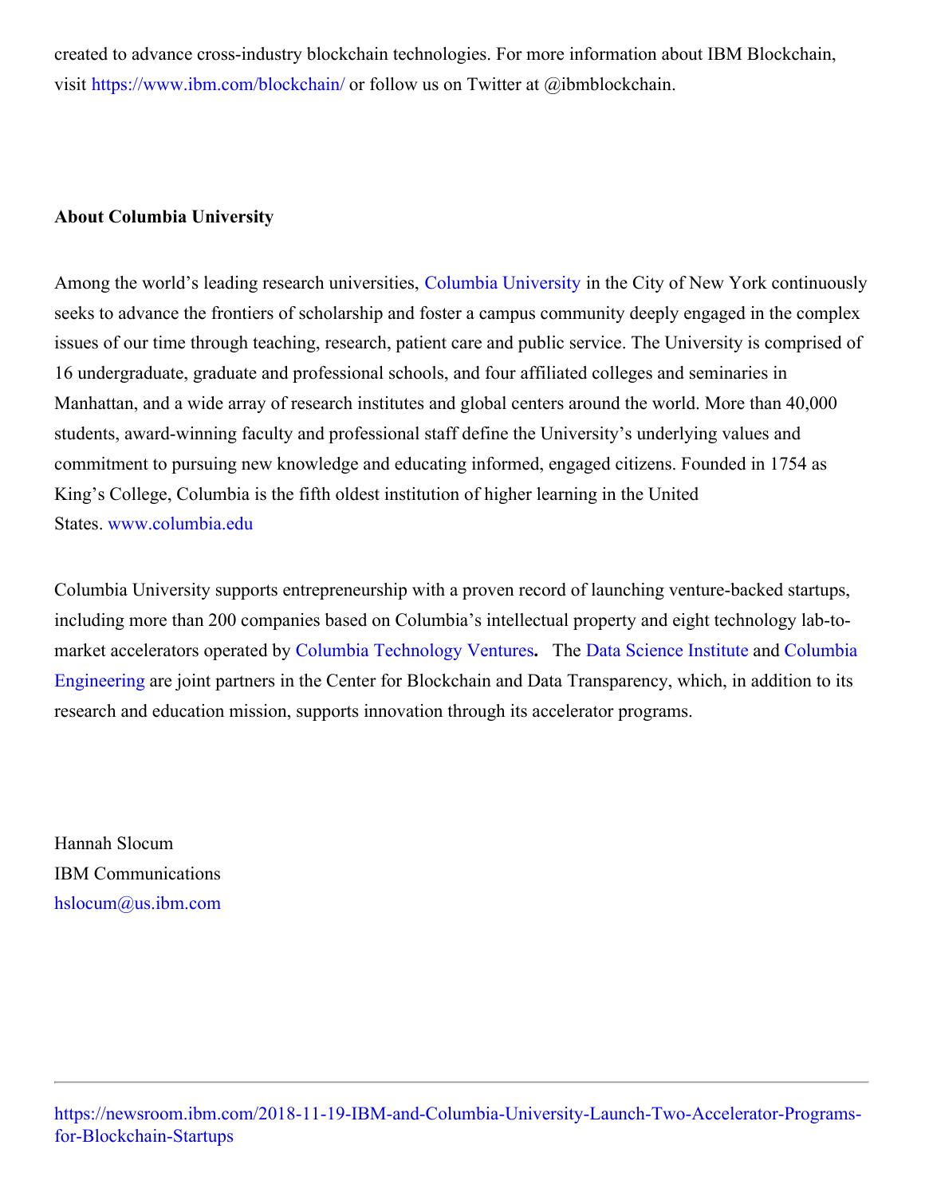created to advance cross-industry blockchain technologies. For more information about IBM Blockchain, visit https://www.ibm.com/blockchain/ or follow us on Twitter at @ibmblockchain.

**About Columbia University**

Among the world's leading research universities, Columbia University in the City of New York continuously seeks to advance the frontiers of scholarship and foster a campus community deeply engaged in the complex issues of our time through teaching, research, patient care and public service. The University is comprised of 16 undergraduate, graduate and professional schools, and four affiliated colleges and seminaries in Manhattan, and a wide array of research institutes and global centers around the world. More than 40,000 students, award-winning faculty and professional staff define the University's underlying values and commitment to pursuing new knowledge and educating informed, engaged citizens. Founded in 1754 as King's College, Columbia is the fifth oldest institution of higher learning in the United States. www.columbia.edu

Columbia University supports entrepreneurship with a proven record of launching venture-backed startups, including more than 200 companies based on Columbia's intellectual property and eight technology lab-to-market accelerators operated by Columbia Technology Ventures**.** The Data Science Institute and Columbia Engineering are joint partners in the Center for Blockchain and Data Transparency, which, in addition to its research and education mission, supports innovation through its accelerator programs.

Hannah Slocum
IBM Communications
hslocum@us.ibm.com

https://newsroom.ibm.com/2018-11-19-IBM-and-Columbia-University-Launch-Two-Accelerator-Programs-for-Blockchain-Startups